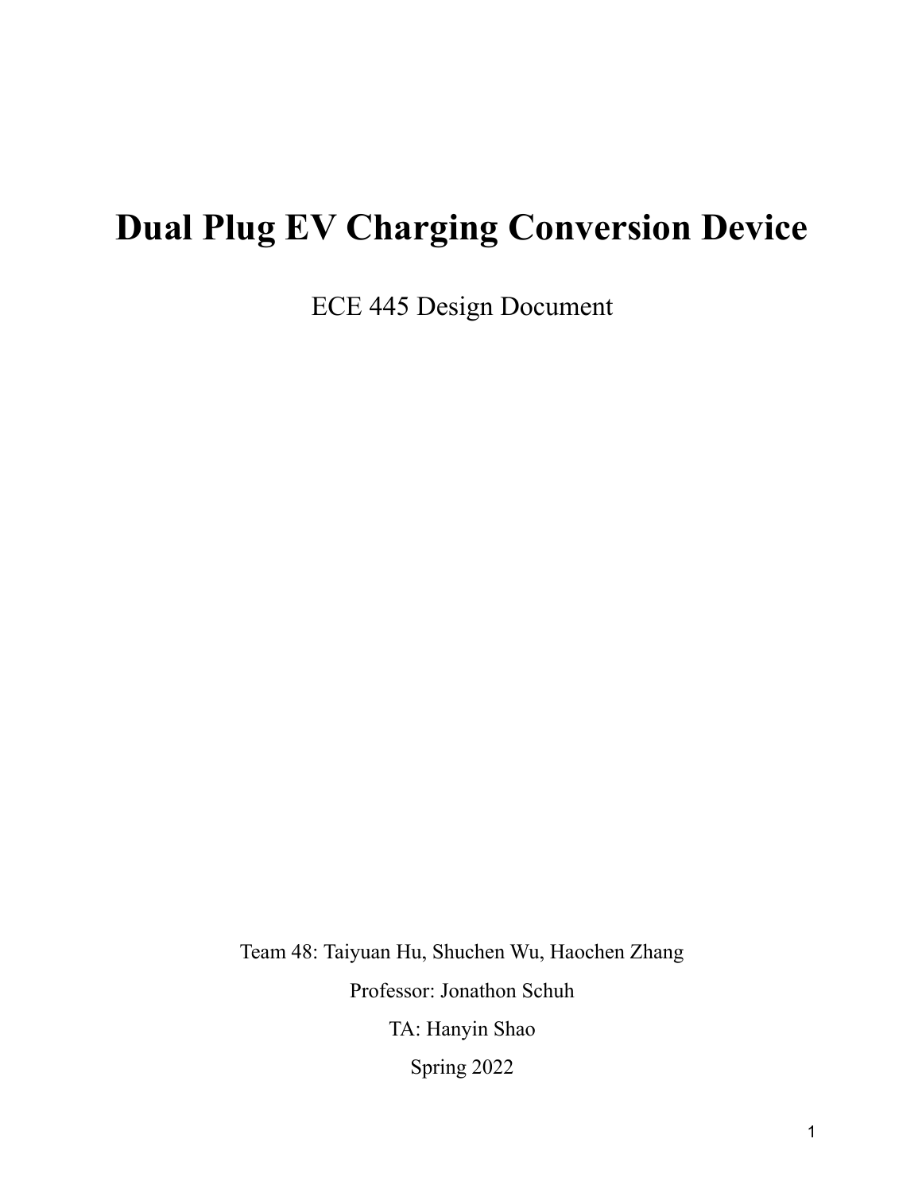# Dual Plug EV Charging Conversion Device

ECE 445 Design Document

Team 48: Taiyuan Hu, Shuchen Wu, Haochen Zhang

Professor: Jonathon Schuh

TA: Hanyin Shao

Spring 2022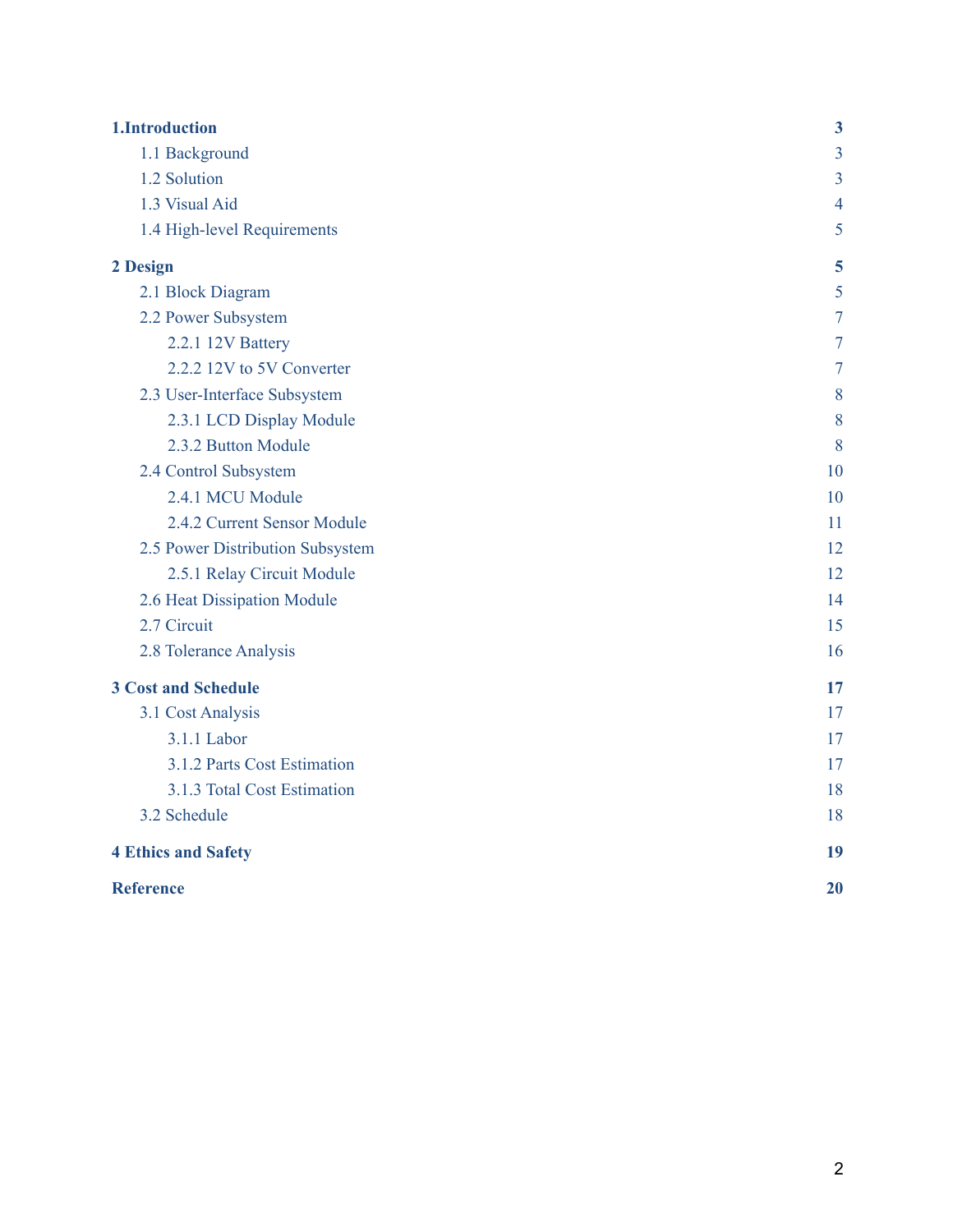**1.Introduction** 3

- 1.1 Background 3
- 1.2 Solution 3
- 1.3 Visual Aid 4
- 1.4 High-level Requirements 5

**2 Design** 5

- 2.1 Block Diagram 5
- 2.2 Power Subsystem 7
  - 2.2.1 12V Battery 7
  - 2.2.2 12V to 5V Converter 7
- 2.3 User-Interface Subsystem 8
  - 2.3.1 LCD Display Module 8
  - 2.3.2 Button Module 8
- 2.4 Control Subsystem 10
  - 2.4.1 MCU Module 10
  - 2.4.2 Current Sensor Module 11
- 2.5 Power Distribution Subsystem 12
  - 2.5.1 Relay Circuit Module 12
- 2.6 Heat Dissipation Module 14
- 2.7 Circuit 15
- 2.8 Tolerance Analysis 16

**3 Cost and Schedule** 17

- 3.1 Cost Analysis 17
  - 3.1.1 Labor 17
  - 3.1.2 Parts Cost Estimation 17
  - 3.1.3 Total Cost Estimation 18
- 3.2 Schedule 18

**4 Ethics and Safety** 19

**Reference** 20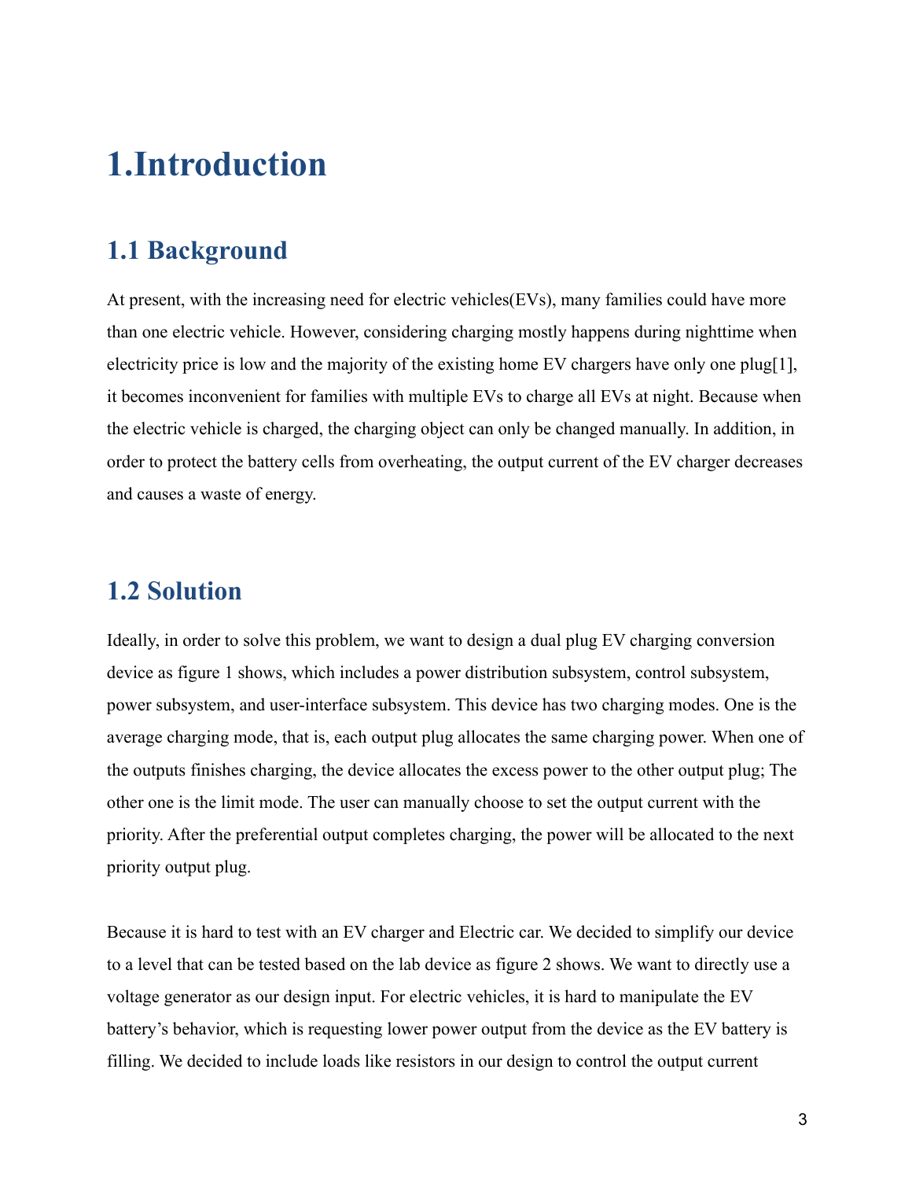# 1.Introduction

## 1.1 Background

At present, with the increasing need for electric vehicles(EVs), many families could have more than one electric vehicle. However, considering charging mostly happens during nighttime when electricity price is low and the majority of the existing home EV chargers have only one plug[1], it becomes inconvenient for families with multiple EVs to charge all EVs at night. Because when the electric vehicle is charged, the charging object can only be changed manually. In addition, in order to protect the battery cells from overheating, the output current of the EV charger decreases and causes a waste of energy.

## 1.2 Solution

Ideally, in order to solve this problem, we want to design a dual plug EV charging conversion device as figure 1 shows, which includes a power distribution subsystem, control subsystem, power subsystem, and user-interface subsystem. This device has two charging modes. One is the average charging mode, that is, each output plug allocates the same charging power. When one of the outputs finishes charging, the device allocates the excess power to the other output plug; The other one is the limit mode. The user can manually choose to set the output current with the priority. After the preferential output completes charging, the power will be allocated to the next priority output plug.

Because it is hard to test with an EV charger and Electric car. We decided to simplify our device to a level that can be tested based on the lab device as figure 2 shows. We want to directly use a voltage generator as our design input. For electric vehicles, it is hard to manipulate the EV battery's behavior, which is requesting lower power output from the device as the EV battery is filling. We decided to include loads like resistors in our design to control the output current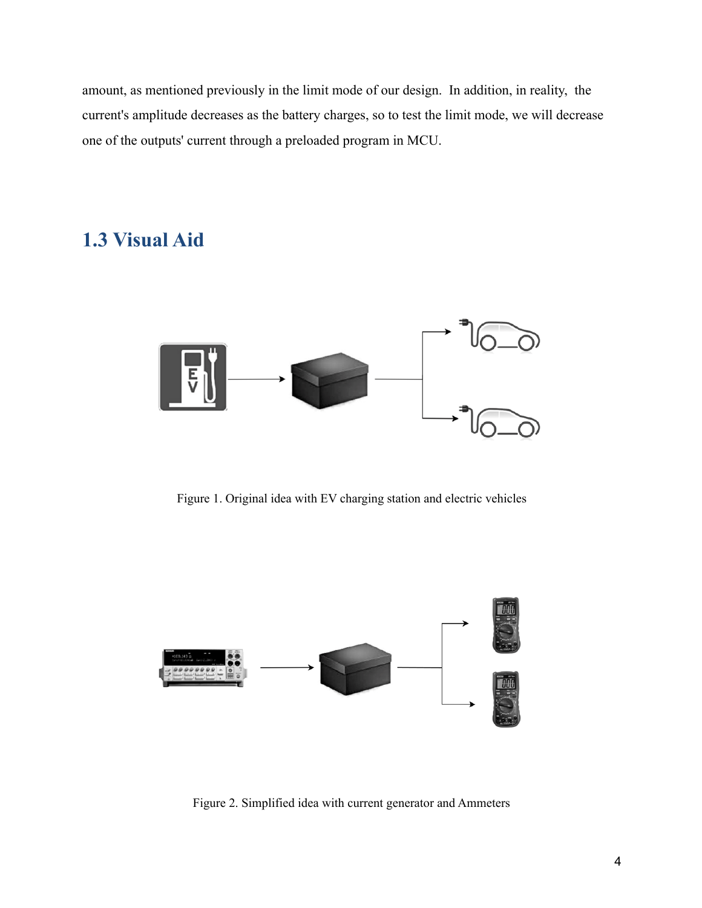amount, as mentioned previously in the limit mode of our design. In addition, in reality, the current's amplitude decreases as the battery charges, so to test the limit mode, we will decrease one of the outputs' current through a preloaded program in MCU.

## 1.3 Visual Aid

Figure 1. Original idea with EV charging station and electric vehicles

Figure 2. Simplified idea with current generator and Ammeters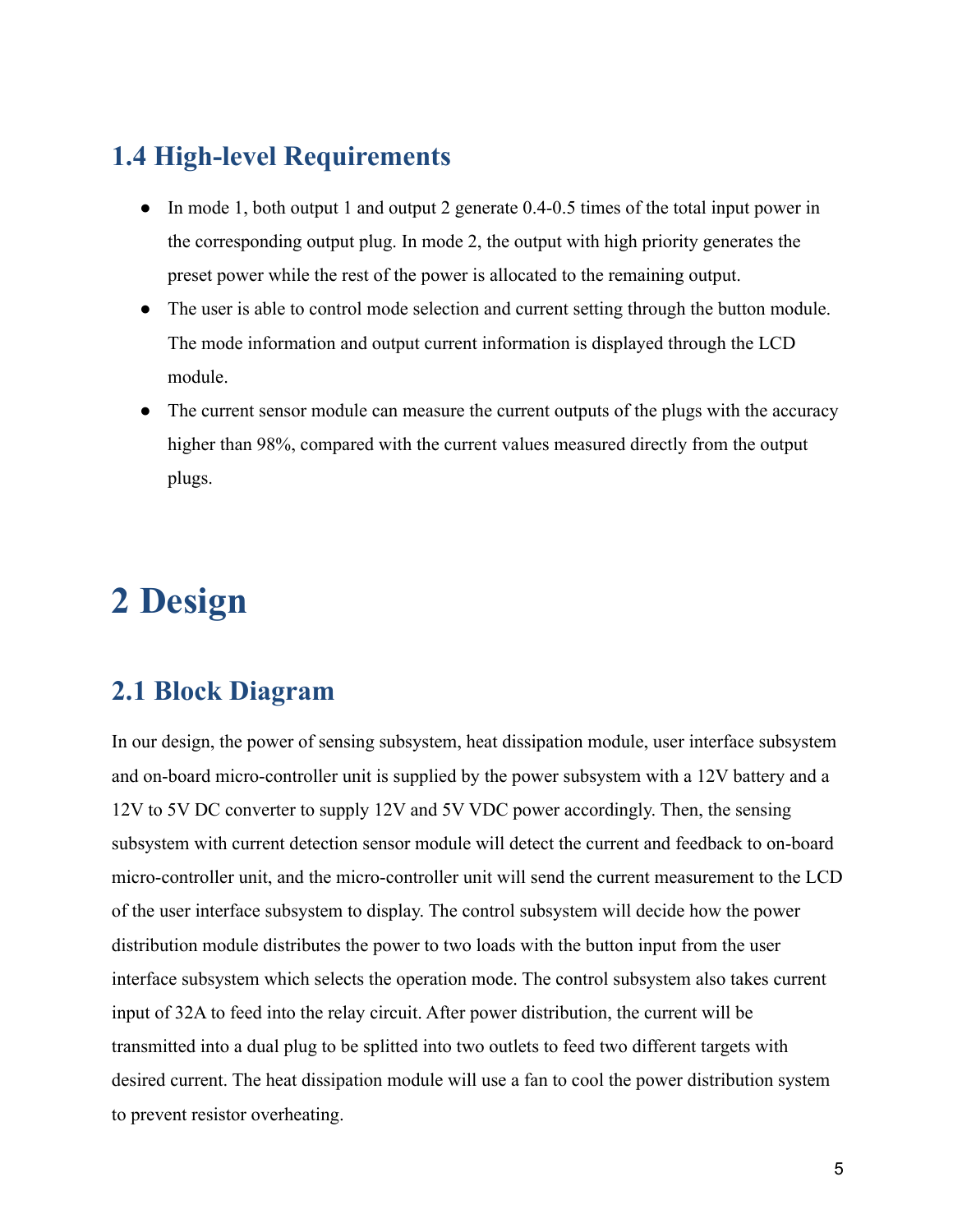## 1.4 High-level Requirements

- In mode 1, both output 1 and output 2 generate 0.4-0.5 times of the total input power in the corresponding output plug. In mode 2, the output with high priority generates the preset power while the rest of the power is allocated to the remaining output.
- The user is able to control mode selection and current setting through the button module. The mode information and output current information is displayed through the LCD module.
- The current sensor module can measure the current outputs of the plugs with the accuracy higher than 98%, compared with the current values measured directly from the output plugs.

# 2 Design

## 2.1 Block Diagram

In our design, the power of sensing subsystem, heat dissipation module, user interface subsystem and on-board micro-controller unit is supplied by the power subsystem with a 12V battery and a 12V to 5V DC converter to supply 12V and 5V VDC power accordingly. Then, the sensing subsystem with current detection sensor module will detect the current and feedback to on-board micro-controller unit, and the micro-controller unit will send the current measurement to the LCD of the user interface subsystem to display. The control subsystem will decide how the power distribution module distributes the power to two loads with the button input from the user interface subsystem which selects the operation mode. The control subsystem also takes current input of 32A to feed into the relay circuit. After power distribution, the current will be transmitted into a dual plug to be splitted into two outlets to feed two different targets with desired current. The heat dissipation module will use a fan to cool the power distribution system to prevent resistor overheating.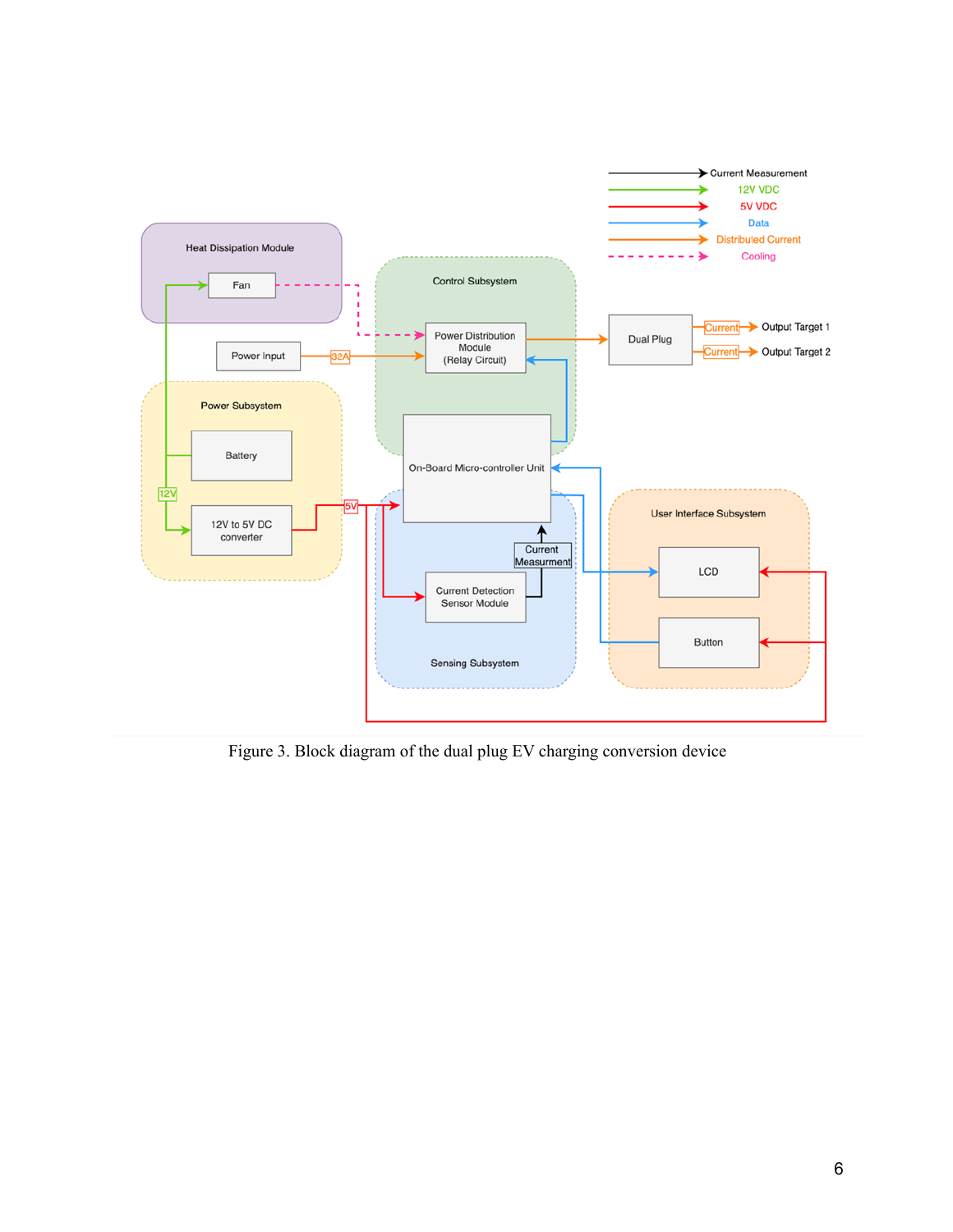Figure 3. Block diagram of the dual plug EV charging conversion device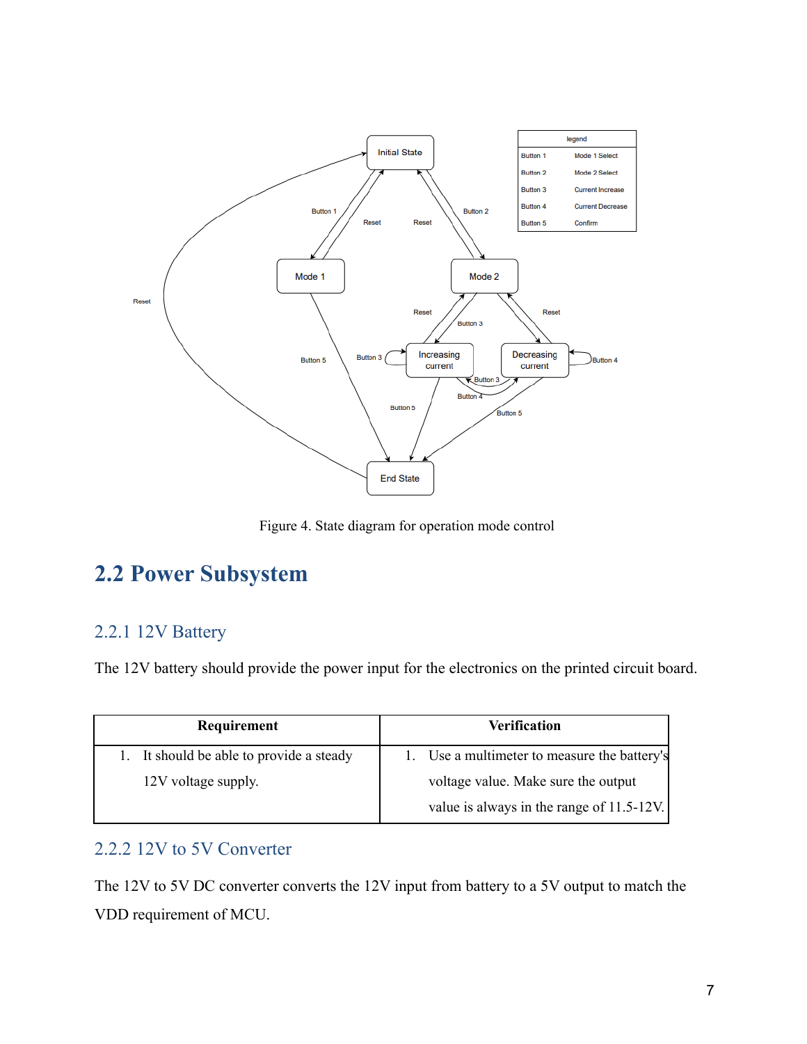Figure 4. State diagram for operation mode control

## 2.2 Power Subsystem

### 2.2.1 12V Battery

The 12V battery should provide the power input for the electronics on the printed circuit board.

| Requirement | Verification |
| --- | --- |
| 1. It should be able to provide a steady 12V voltage supply. | 1. Use a multimeter to measure the battery's voltage value. Make sure the output value is always in the range of 11.5-12V. |

### 2.2.2 12V to 5V Converter

The 12V to 5V DC converter converts the 12V input from battery to a 5V output to match the VDD requirement of MCU.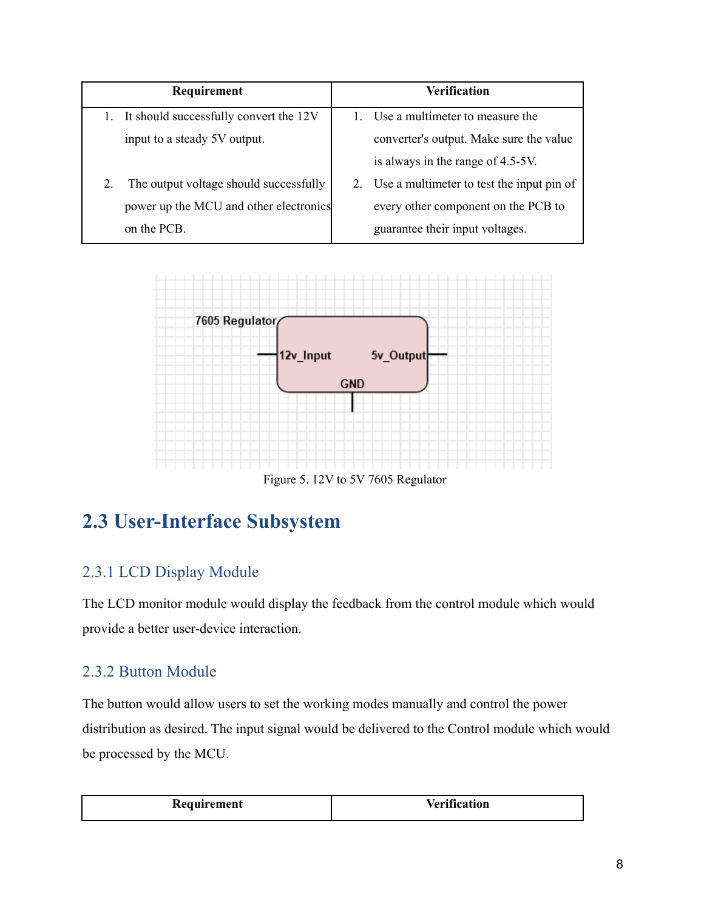| Requirement | Verification |
|---|---|
| 1. It should successfully convert the 12V input to a steady 5V output.<br><br>2. The output voltage should successfully power up the MCU and other electronics on the PCB. | 1. Use a multimeter to measure the converter's output. Make sure the value is always in the range of 4.5-5V.<br><br>2. Use a multimeter to test the input pin of every other component on the PCB to guarantee their input voltages. |

Figure 5. 12V to 5V 7605 Regulator

## 2.3 User-Interface Subsystem

### 2.3.1 LCD Display Module

The LCD monitor module would display the feedback from the control module which would provide a better user-device interaction.

### 2.3.2 Button Module

The button would allow users to set the working modes manually and control the power distribution as desired. The input signal would be delivered to the Control module which would be processed by the MCU.

| Requirement | Verification |
|---|---|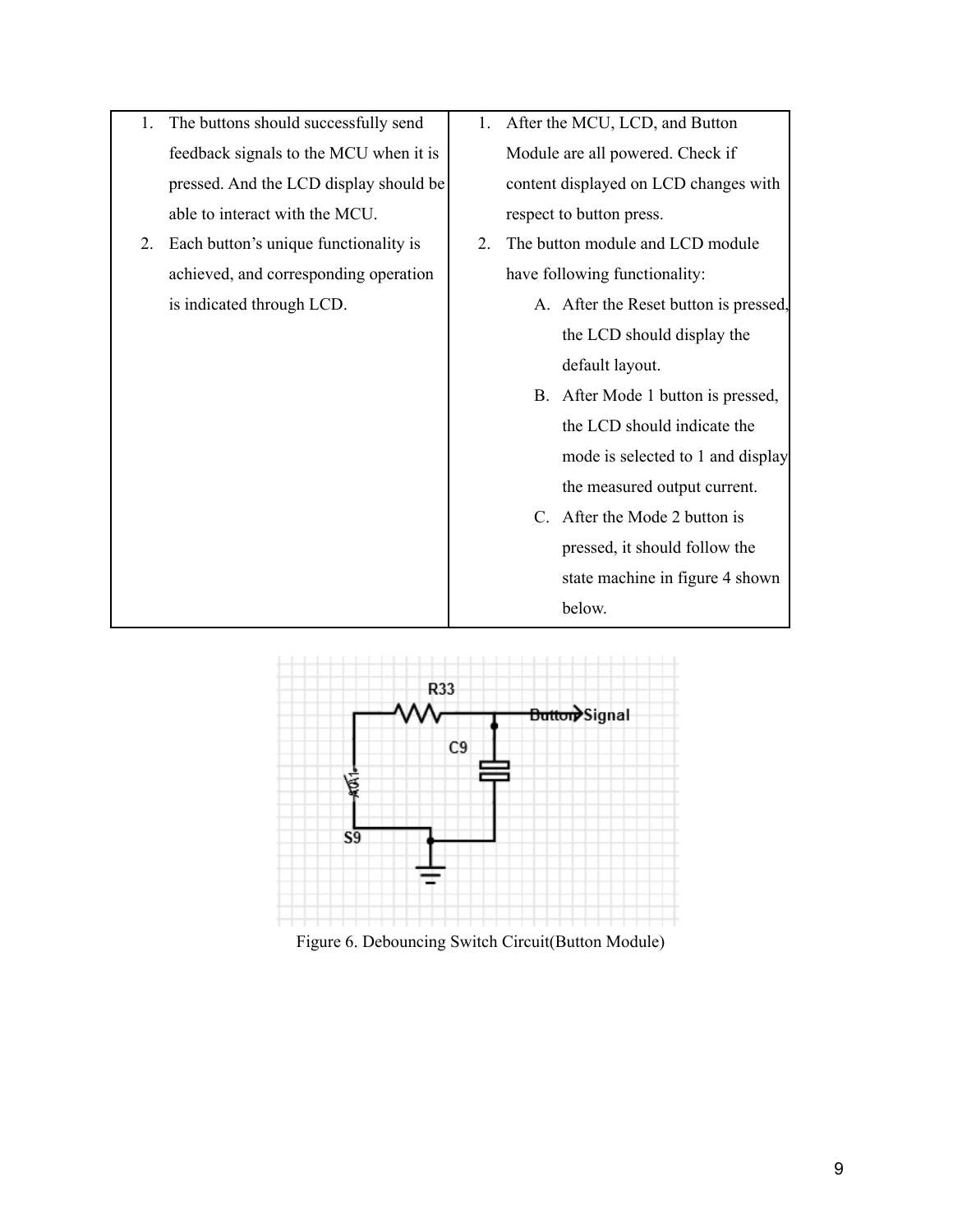| | |
|---|---|
| 1. The buttons should successfully send feedback signals to the MCU when it is pressed. And the LCD display should be able to interact with the MCU.<br>2. Each button's unique functionality is achieved, and corresponding operation is indicated through LCD. | 1. After the MCU, LCD, and Button Module are all powered. Check if content displayed on LCD changes with respect to button press.<br>2. The button module and LCD module have following functionality:<br>A. After the Reset button is pressed, the LCD should display the default layout.<br>B. After Mode 1 button is pressed, the LCD should indicate the mode is selected to 1 and display the measured output current.<br>C. After the Mode 2 button is pressed, it should follow the state machine in figure 4 shown below. |

Figure 6. Debouncing Switch Circuit(Button Module)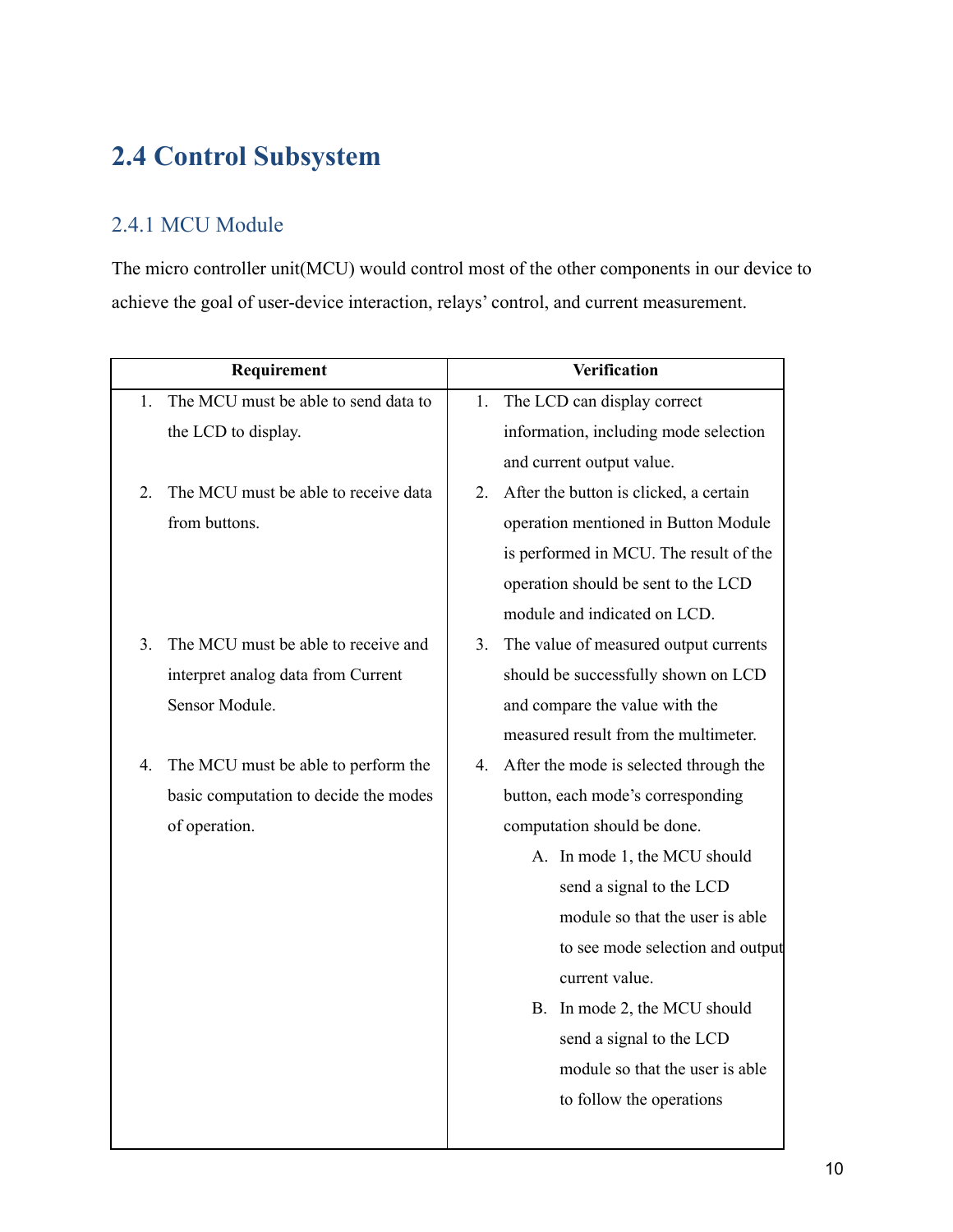## 2.4 Control Subsystem

### 2.4.1 MCU Module

The micro controller unit(MCU) would control most of the other components in our device to achieve the goal of user-device interaction, relays' control, and current measurement.

| Requirement | Verification |
|---|---|
| 1. The MCU must be able to send data to the LCD to display. | 1. The LCD can display correct information, including mode selection and current output value. |
| 2. The MCU must be able to receive data from buttons. | 2. After the button is clicked, a certain operation mentioned in Button Module is performed in MCU. The result of the operation should be sent to the LCD module and indicated on LCD. |
| 3. The MCU must be able to receive and interpret analog data from Current Sensor Module. | 3. The value of measured output currents should be successfully shown on LCD and compare the value with the measured result from the multimeter. |
| 4. The MCU must be able to perform the basic computation to decide the modes of operation. | 4. After the mode is selected through the button, each mode's corresponding computation should be done.<br>A. In mode 1, the MCU should send a signal to the LCD module so that the user is able to see mode selection and output current value.<br>B. In mode 2, the MCU should send a signal to the LCD module so that the user is able to follow the operations |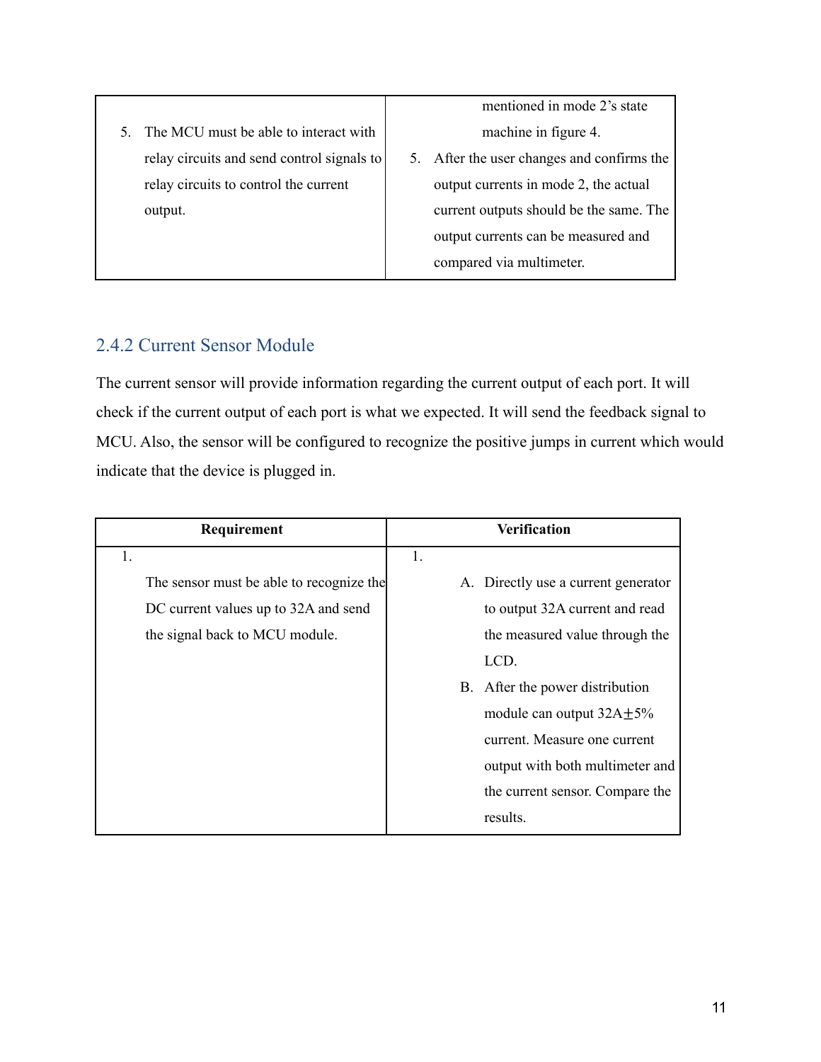| | |
|---|---|
| 5. The MCU must be able to interact with relay circuits and send control signals to relay circuits to control the current output. | mentioned in mode 2's state machine in figure 4.<br>5. After the user changes and confirms the output currents in mode 2, the actual current outputs should be the same. The output currents can be measured and compared via multimeter. |

### 2.4.2 Current Sensor Module

The current sensor will provide information regarding the current output of each port. It will check if the current output of each port is what we expected. It will send the feedback signal to MCU. Also, the sensor will be configured to recognize the positive jumps in current which would indicate that the device is plugged in.

| Requirement | Verification |
|---|---|
| 1. The sensor must be able to recognize the DC current values up to 32A and send the signal back to MCU module. | 1.<br>A. Directly use a current generator to output 32A current and read the measured value through the LCD.<br>B. After the power distribution module can output 32A±5% current. Measure one current output with both multimeter and the current sensor. Compare the results. |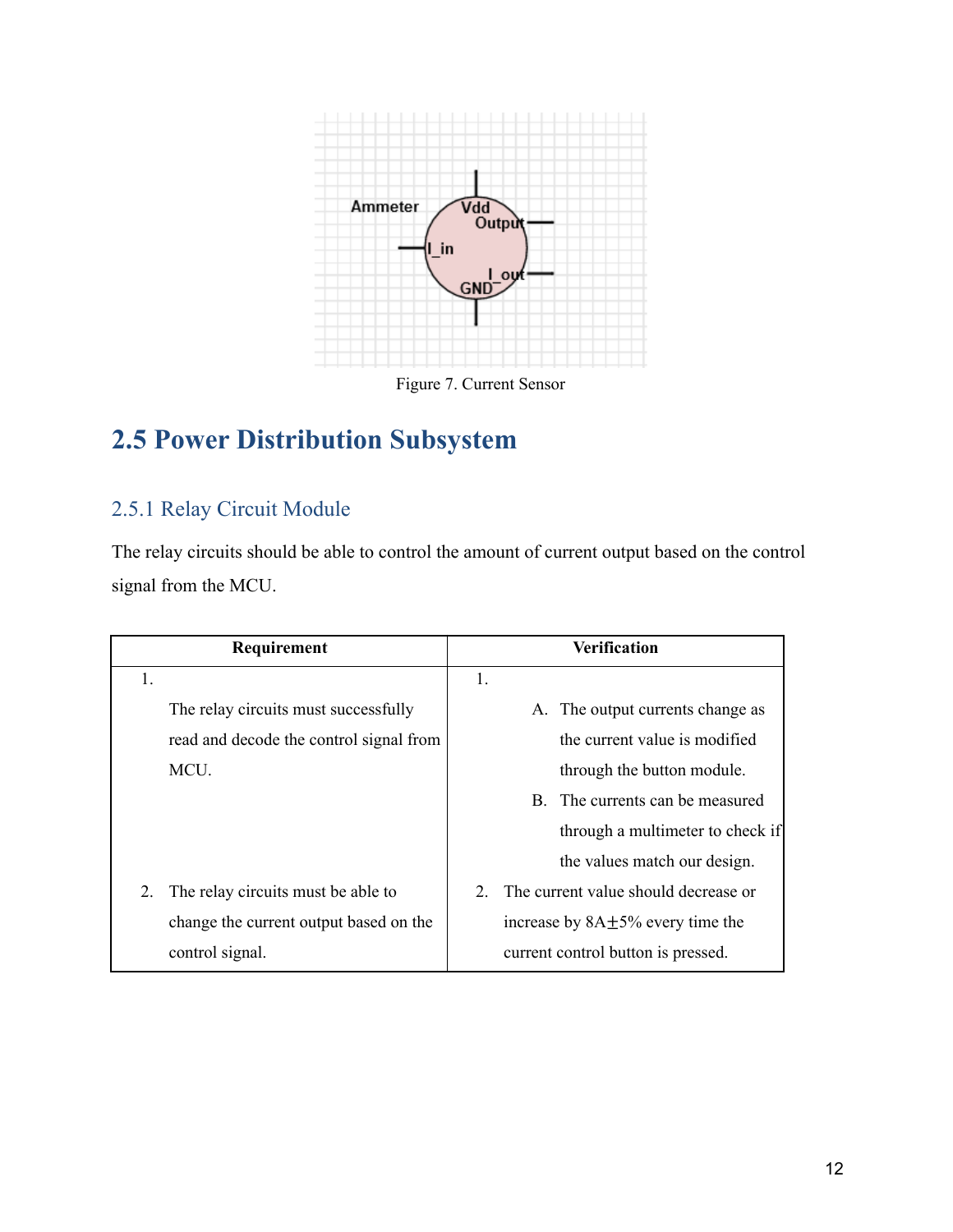Ammeter

Vdd

Output

I_in

I_out

GND

Figure 7. Current Sensor

## 2.5 Power Distribution Subsystem

### 2.5.1 Relay Circuit Module

The relay circuits should be able to control the amount of current output based on the control signal from the MCU.

| Requirement | Verification |
|---|---|
| 1. The relay circuits must successfully read and decode the control signal from MCU. | 1. A. The output currents change as the current value is modified through the button module. B. The currents can be measured through a multimeter to check if the values match our design. |
| 2. The relay circuits must be able to change the current output based on the control signal. | 2. The current value should decrease or increase by 8A±5% every time the current control button is pressed. |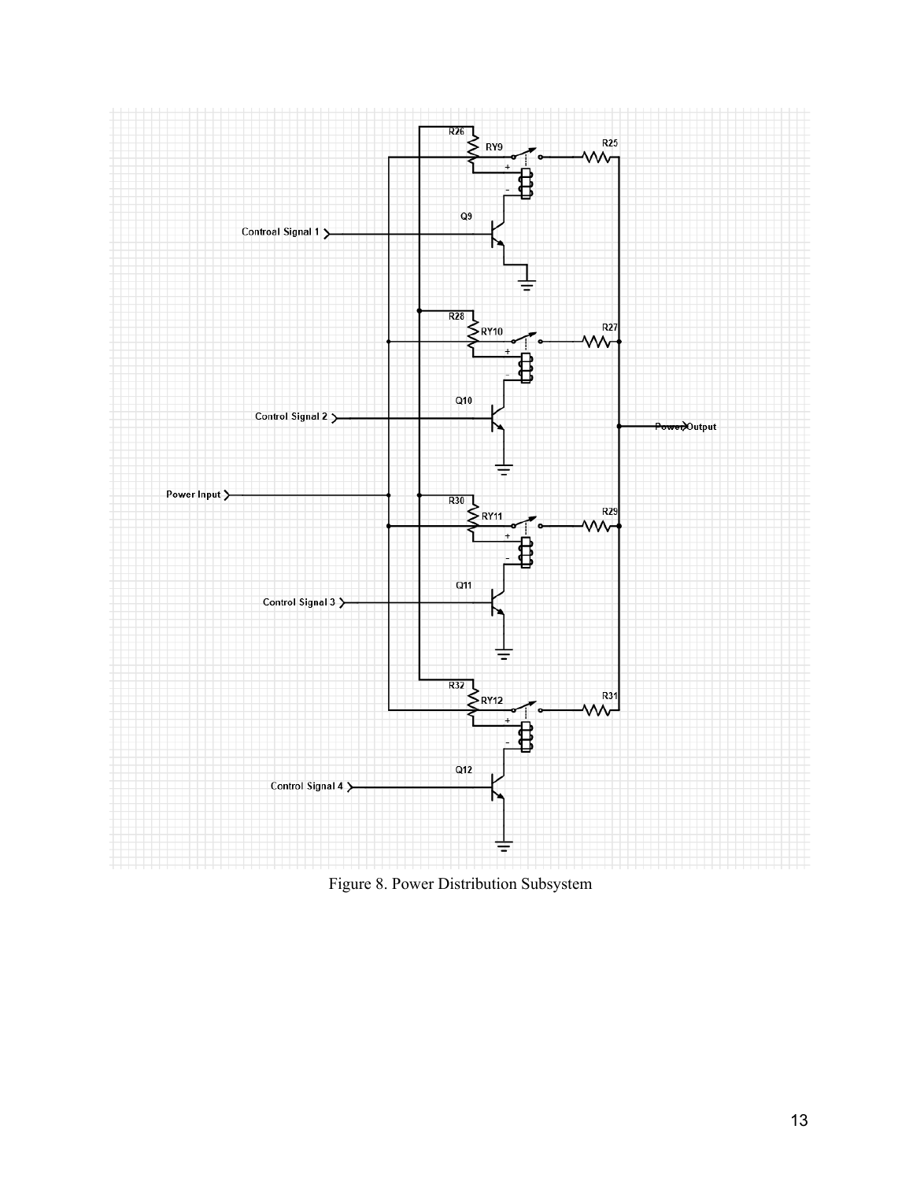Figure 8. Power Distribution Subsystem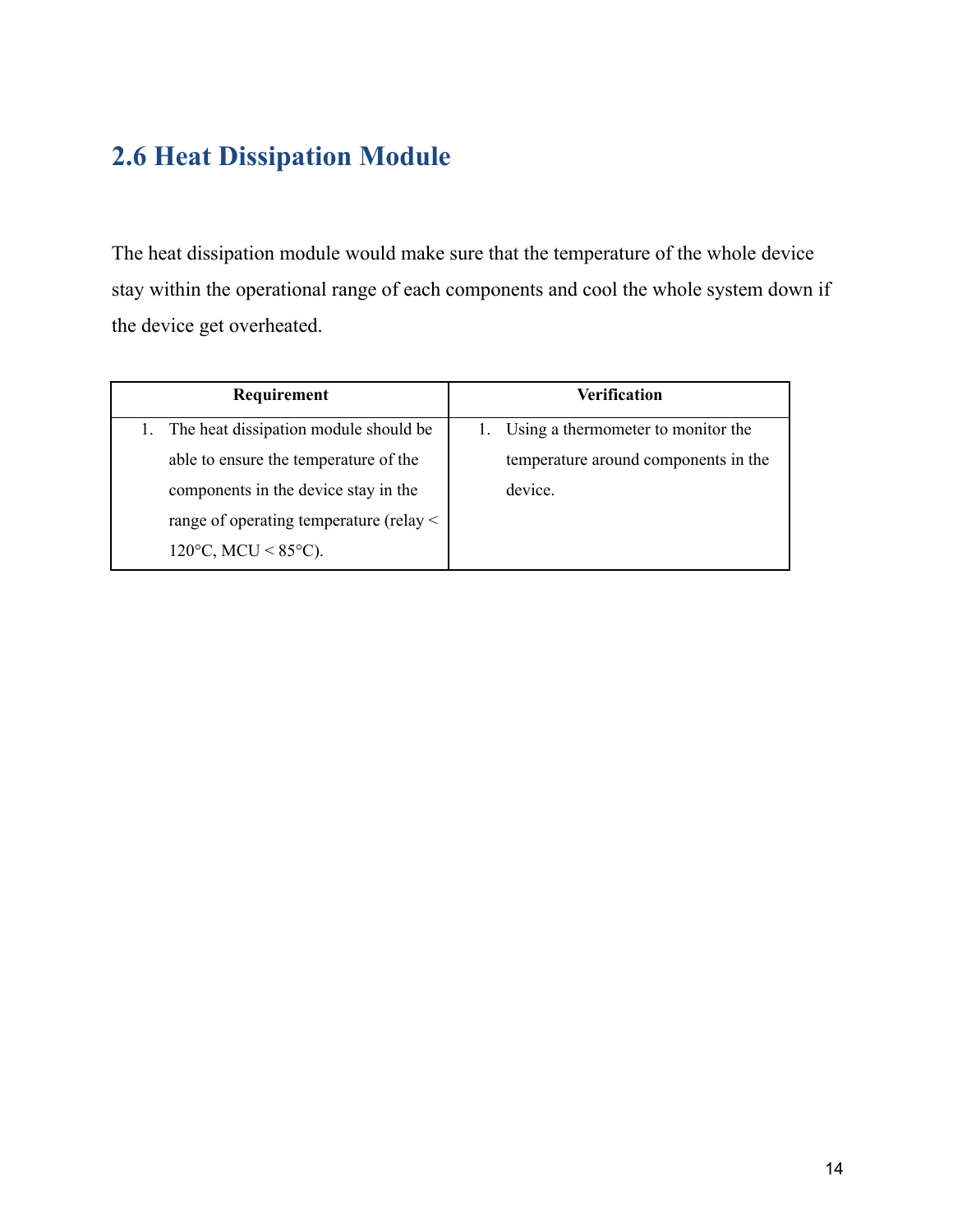## 2.6 Heat Dissipation Module

The heat dissipation module would make sure that the temperature of the whole device stay within the operational range of each components and cool the whole system down if the device get overheated.

| Requirement | Verification |
| --- | --- |
| 1. The heat dissipation module should be able to ensure the temperature of the components in the device stay in the range of operating temperature (relay < 120°C, MCU < 85°C). | 1. Using a thermometer to monitor the temperature around components in the device. |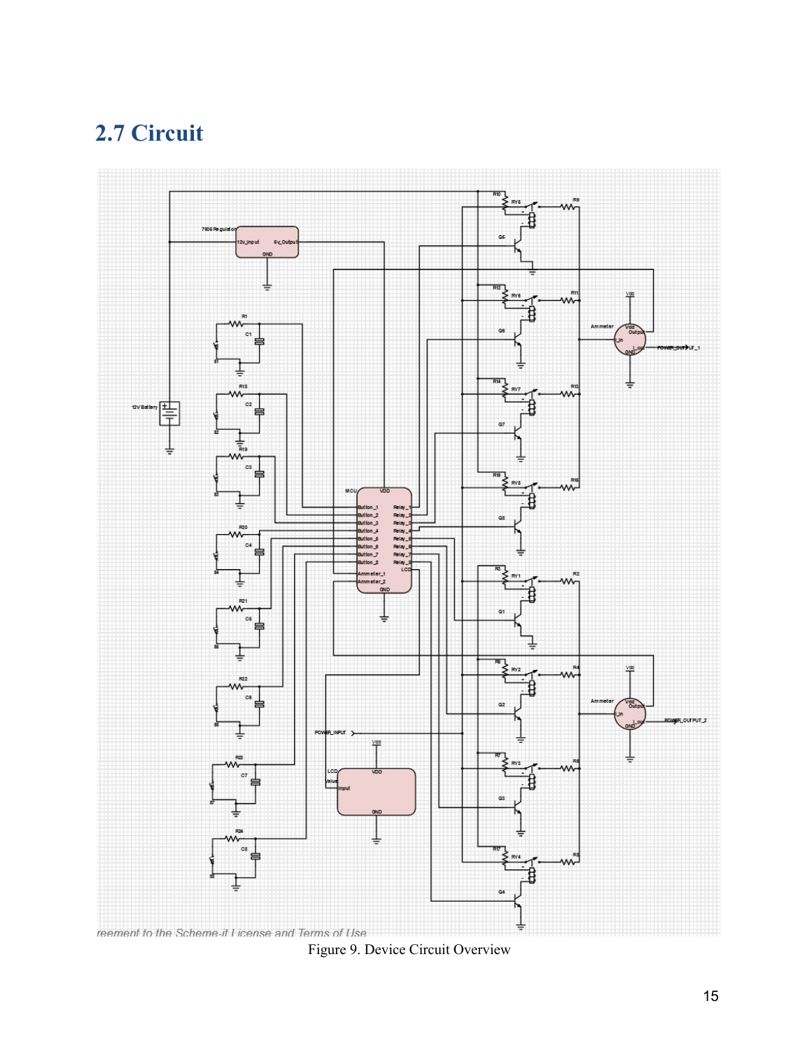## 2.7 Circuit

Figure 9. Device Circuit Overview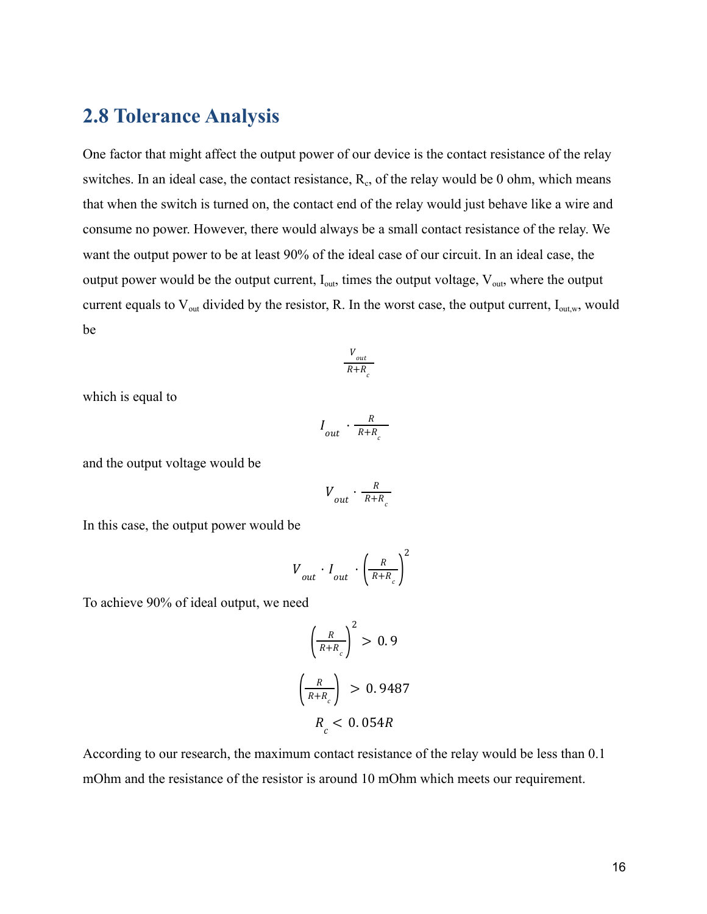## 2.8 Tolerance Analysis

One factor that might affect the output power of our device is the contact resistance of the relay switches. In an ideal case, the contact resistance, $R_c$, of the relay would be 0 ohm, which means that when the switch is turned on, the contact end of the relay would just behave like a wire and consume no power. However, there would always be a small contact resistance of the relay. We want the output power to be at least 90% of the ideal case of our circuit. In an ideal case, the output power would be the output current, $I_{out}$, times the output voltage, $V_{out}$, where the output current equals to $V_{out}$ divided by the resistor, R. In the worst case, the output current, $I_{out,w}$, would be

$$\frac{V_{out}}{R+R_c}$$

which is equal to

$$I_{out} \cdot \frac{R}{R+R_c}$$

and the output voltage would be

$$V_{out} \cdot \frac{R}{R+R_c}$$

In this case, the output power would be

$$V_{out} \cdot I_{out} \cdot \left(\frac{R}{R+R_c}\right)^2$$

To achieve 90% of ideal output, we need

$$\left(\frac{R}{R+R_c}\right)^2 > 0.9$$

$$\left(\frac{R}{R+R_c}\right) > 0.9487$$

$$R_c < 0.054R$$

According to our research, the maximum contact resistance of the relay would be less than 0.1 mOhm and the resistance of the resistor is around 10 mOhm which meets our requirement.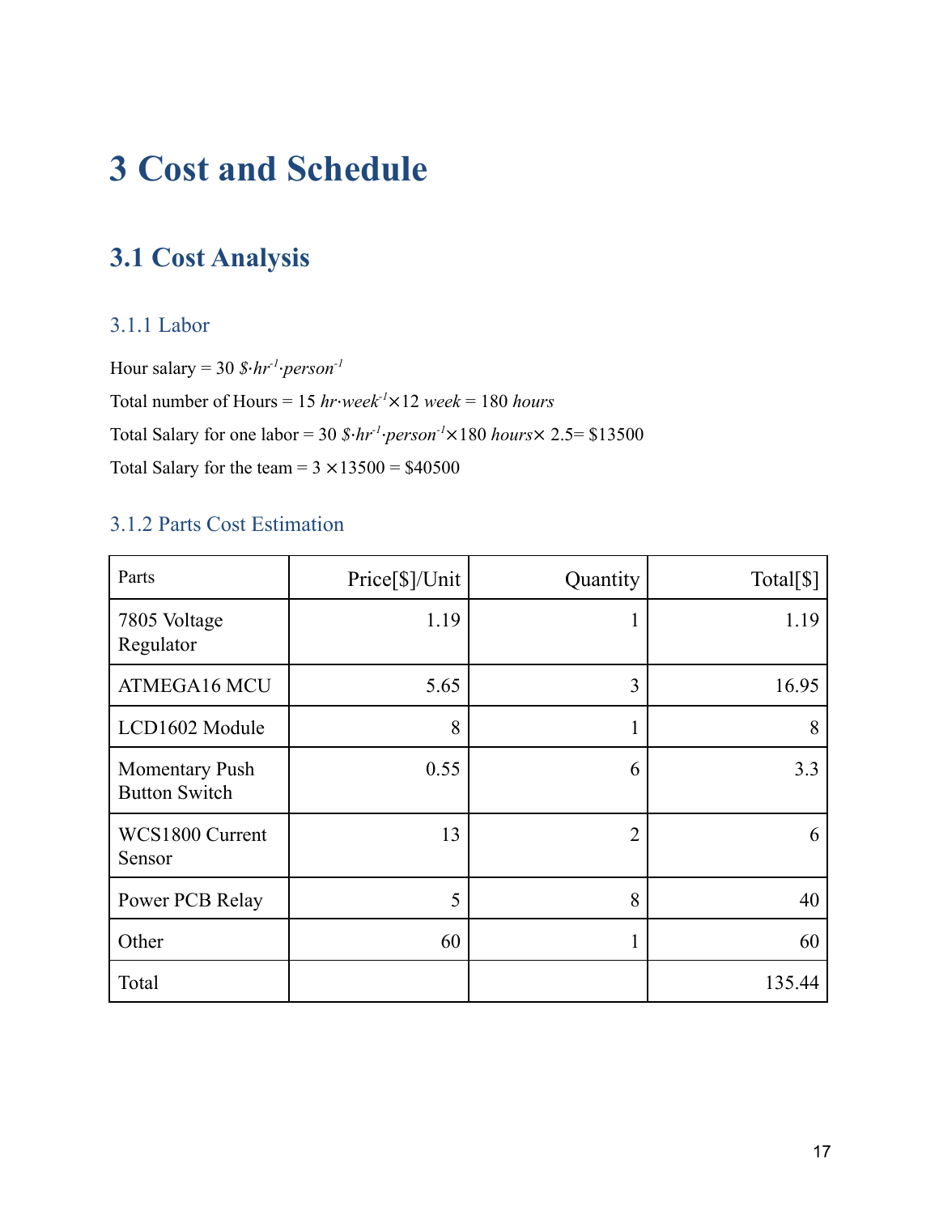# 3 Cost and Schedule

## 3.1 Cost Analysis

### 3.1.1 Labor

Hour salary = 30 $\$\cdot hr^{-1}\cdot person^{-1}$

Total number of Hours = 15 $hr\cdot week^{-1}$×12 *week* = 180 *hours*

Total Salary for one labor = 30 $\$\cdot hr^{-1}\cdot person^{-1}$×180 *hours*× 2.5= $13500

Total Salary for the team = 3 ×13500 = $40500

### 3.1.2 Parts Cost Estimation

| Parts | Price[$]/Unit | Quantity | Total[$] |
|---|---|---|---|
| 7805 Voltage Regulator | 1.19 | 1 | 1.19 |
| ATMEGA16 MCU | 5.65 | 3 | 16.95 |
| LCD1602 Module | 8 | 1 | 8 |
| Momentary Push Button Switch | 0.55 | 6 | 3.3 |
| WCS1800 Current Sensor | 13 | 2 | 6 |
| Power PCB Relay | 5 | 8 | 40 |
| Other | 60 | 1 | 60 |
| Total | | | 135.44 |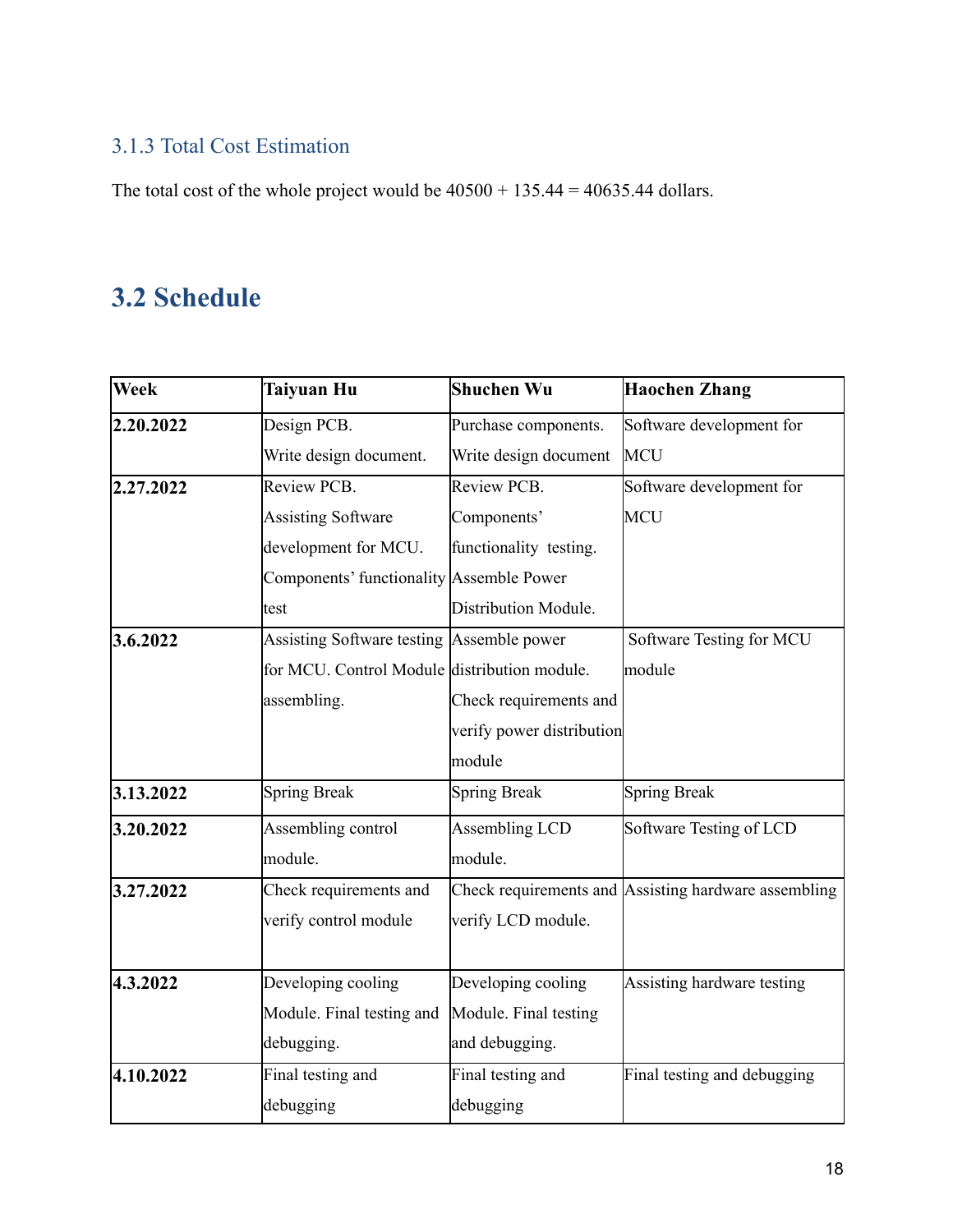### 3.1.3 Total Cost Estimation

The total cost of the whole project would be 40500 + 135.44 = 40635.44 dollars.

## 3.2 Schedule

| Week | Taiyuan Hu | Shuchen Wu | Haochen Zhang |
|---|---|---|---|
| **2.20.2022** | Design PCB. Write design document. | Purchase components. Write design document | Software development for MCU |
| **2.27.2022** | Review PCB. Assisting Software development for MCU. Components' functionality test | Review PCB. Components' functionality testing. Assemble Power Distribution Module. | Software development for MCU |
| **3.6.2022** | Assisting Software testing for MCU. Control Module assembling. | Assemble power distribution module. Check requirements and verify power distribution module | Software Testing for MCU module |
| **3.13.2022** | Spring Break | Spring Break | Spring Break |
| **3.20.2022** | Assembling control module. | Assembling LCD module. | Software Testing of LCD |
| **3.27.2022** | Check requirements and verify control module | Check requirements and verify LCD module. | Assisting hardware assembling |
| **4.3.2022** | Developing cooling Module. Final testing and debugging. | Developing cooling Module. Final testing and debugging. | Assisting hardware testing |
| **4.10.2022** | Final testing and debugging | Final testing and debugging | Final testing and debugging |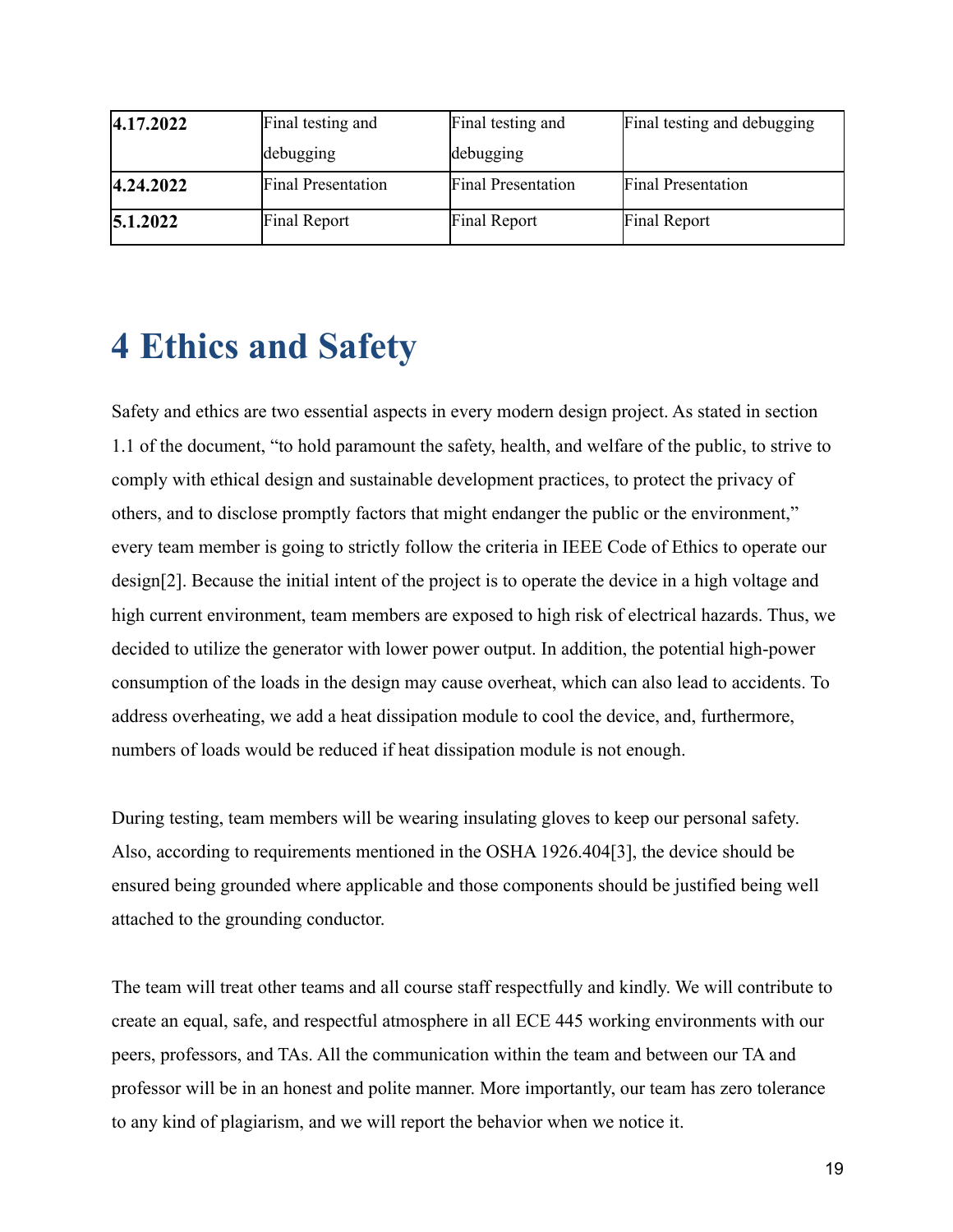| 4.17.2022 | Final testing and debugging | Final testing and debugging | Final testing and debugging |
|---|---|---|---|
| 4.24.2022 | Final Presentation | Final Presentation | Final Presentation |
| 5.1.2022 | Final Report | Final Report | Final Report |

# 4 Ethics and Safety

Safety and ethics are two essential aspects in every modern design project. As stated in section 1.1 of the document, "to hold paramount the safety, health, and welfare of the public, to strive to comply with ethical design and sustainable development practices, to protect the privacy of others, and to disclose promptly factors that might endanger the public or the environment," every team member is going to strictly follow the criteria in IEEE Code of Ethics to operate our design[2]. Because the initial intent of the project is to operate the device in a high voltage and high current environment, team members are exposed to high risk of electrical hazards. Thus, we decided to utilize the generator with lower power output. In addition, the potential high-power consumption of the loads in the design may cause overheat, which can also lead to accidents. To address overheating, we add a heat dissipation module to cool the device, and, furthermore, numbers of loads would be reduced if heat dissipation module is not enough.

During testing, team members will be wearing insulating gloves to keep our personal safety. Also, according to requirements mentioned in the OSHA 1926.404[3], the device should be ensured being grounded where applicable and those components should be justified being well attached to the grounding conductor.

The team will treat other teams and all course staff respectfully and kindly. We will contribute to create an equal, safe, and respectful atmosphere in all ECE 445 working environments with our peers, professors, and TAs. All the communication within the team and between our TA and professor will be in an honest and polite manner. More importantly, our team has zero tolerance to any kind of plagiarism, and we will report the behavior when we notice it.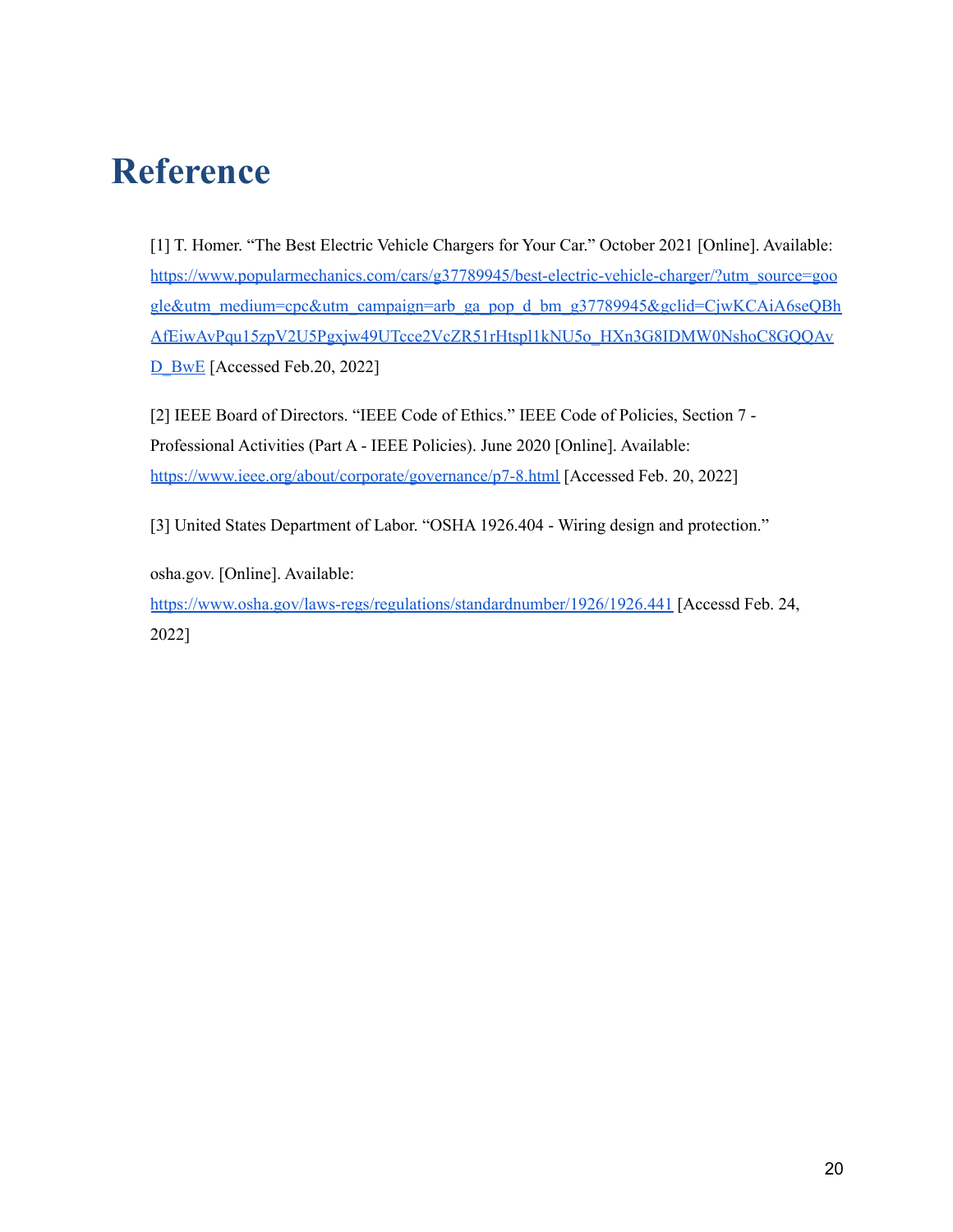# Reference

[1] T. Homer. "The Best Electric Vehicle Chargers for Your Car." October 2021 [Online]. Available: https://www.popularmechanics.com/cars/g37789945/best-electric-vehicle-charger/?utm_source=google&utm_medium=cpc&utm_campaign=arb_ga_pop_d_bm_g37789945&gclid=CjwKCAiA6seQBhAfEiwAvPqu15zpV2U5Pgxjw49UTcce2VcZR51rHtspl1kNU5o_HXn3G8IDMW0NshoC8GQQAvD_BwE [Accessed Feb.20, 2022]

[2] IEEE Board of Directors. "IEEE Code of Ethics." IEEE Code of Policies, Section 7 - Professional Activities (Part A - IEEE Policies). June 2020 [Online]. Available: https://www.ieee.org/about/corporate/governance/p7-8.html [Accessed Feb. 20, 2022]

[3] United States Department of Labor. "OSHA 1926.404 - Wiring design and protection."

osha.gov. [Online]. Available: https://www.osha.gov/laws-regs/regulations/standardnumber/1926/1926.441 [Accessd Feb. 24, 2022]